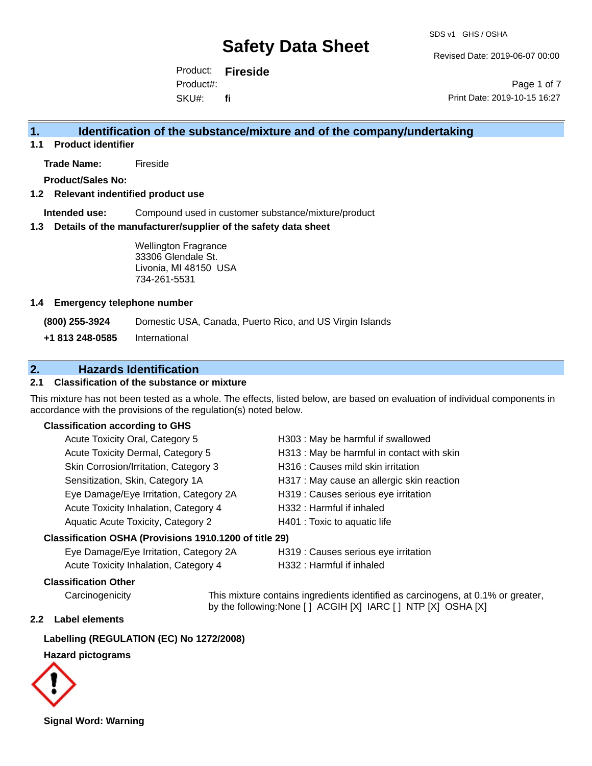# Safety Data Sheet

SDS v1 GHS / OSHA

Revised Date: 2019-06-07 00:00

Product: **Fireside**
Product#:
SKU#: **fi**

Print Date: 2019-10-15 16:27

## 1. Identification of the substance/mixture and of the company/undertaking

### 1.1 Product identifier

**Trade Name:** Fireside

**Product/Sales No:**

### 1.2 Relevant identified product use

**Intended use:** Compound used in customer substance/mixture/product

### 1.3 Details of the manufacturer/supplier of the safety data sheet

Wellington Fragrance
33306 Glendale St.
Livonia, MI 48150 USA
734-261-5531

### 1.4 Emergency telephone number

**(800) 255-3924** Domestic USA, Canada, Puerto Rico, and US Virgin Islands

**+1 813 248-0585** International

## 2. Hazards Identification

### 2.1 Classification of the substance or mixture

This mixture has not been tested as a whole. The effects, listed below, are based on evaluation of individual components in accordance with the provisions of the regulation(s) noted below.

**Classification according to GHS**

| | |
|---|---|
| Acute Toxicity Oral, Category 5 | H303 : May be harmful if swallowed |
| Acute Toxicity Dermal, Category 5 | H313 : May be harmful in contact with skin |
| Skin Corrosion/Irritation, Category 3 | H316 : Causes mild skin irritation |
| Sensitization, Skin, Category 1A | H317 : May cause an allergic skin reaction |
| Eye Damage/Eye Irritation, Category 2A | H319 : Causes serious eye irritation |
| Acute Toxicity Inhalation, Category 4 | H332 : Harmful if inhaled |
| Aquatic Acute Toxicity, Category 2 | H401 : Toxic to aquatic life |

**Classification OSHA (Provisions 1910.1200 of title 29)**

| | |
|---|---|
| Eye Damage/Eye Irritation, Category 2A | H319 : Causes serious eye irritation |
| Acute Toxicity Inhalation, Category 4 | H332 : Harmful if inhaled |

**Classification Other**

Carcinogenicity: This mixture contains ingredients identified as carcinogens, at 0.1% or greater, by the following:None [ ] ACGIH [X] IARC [ ] NTP [X] OSHA [X]

### 2.2 Label elements

**Labelling (REGULATION (EC) No 1272/2008)**

**Hazard pictograms**

**Signal Word: Warning**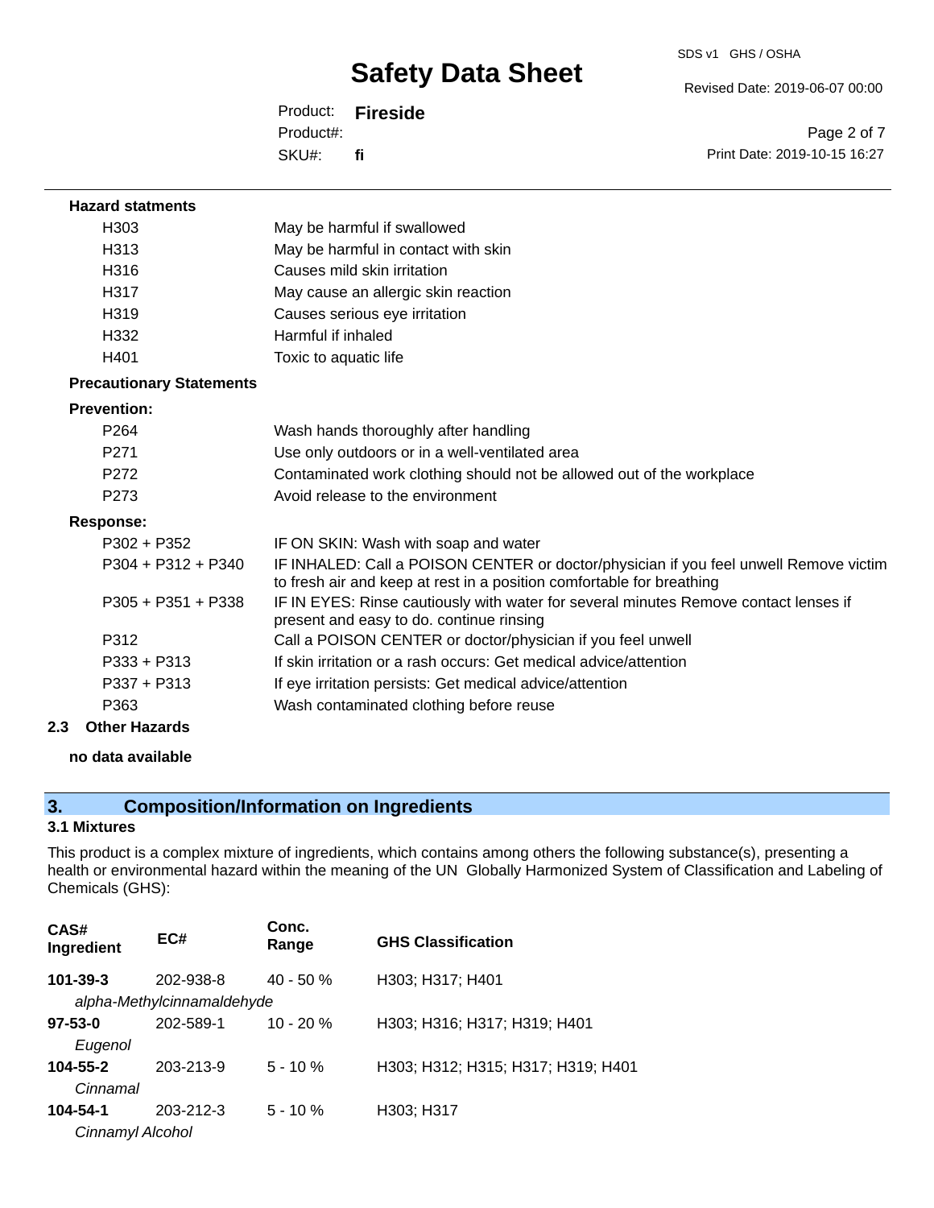**Hazard statments**

| | |
|---|---|
| H303 | May be harmful if swallowed |
| H313 | May be harmful in contact with skin |
| H316 | Causes mild skin irritation |
| H317 | May cause an allergic skin reaction |
| H319 | Causes serious eye irritation |
| H332 | Harmful if inhaled |
| H401 | Toxic to aquatic life |

**Precautionary Statements**

**Prevention:**

| | |
|---|---|
| P264 | Wash hands thoroughly after handling |
| P271 | Use only outdoors or in a well-ventilated area |
| P272 | Contaminated work clothing should not be allowed out of the workplace |
| P273 | Avoid release to the environment |

**Response:**

| | |
|---|---|
| P302 + P352 | IF ON SKIN: Wash with soap and water |
| P304 + P312 + P340 | IF INHALED: Call a POISON CENTER or doctor/physician if you feel unwell Remove victim to fresh air and keep at rest in a position comfortable for breathing |
| P305 + P351 + P338 | IF IN EYES: Rinse cautiously with water for several minutes Remove contact lenses if present and easy to do. continue rinsing |
| P312 | Call a POISON CENTER or doctor/physician if you feel unwell |
| P333 + P313 | If skin irritation or a rash occurs: Get medical advice/attention |
| P337 + P313 | If eye irritation persists: Get medical advice/attention |
| P363 | Wash contaminated clothing before reuse |

### 2.3 Other Hazards

**no data available**

## 3. Composition/Information on Ingredients

### 3.1 Mixtures

This product is a complex mixture of ingredients, which contains among others the following substance(s), presenting a health or environmental hazard within the meaning of the UN Globally Harmonized System of Classification and Labeling of Chemicals (GHS):

| CAS# Ingredient | EC# | Conc. Range | GHS Classification |
|---|---|---|---|
| **101-39-3** *alpha-Methylcinnamaldehyde* | 202-938-8 | 40 - 50 % | H303; H317; H401 |
| **97-53-0** *Eugenol* | 202-589-1 | 10 - 20 % | H303; H316; H317; H319; H401 |
| **104-55-2** *Cinnamal* | 203-213-9 | 5 - 10 % | H303; H312; H315; H317; H319; H401 |
| **104-54-1** *Cinnamyl Alcohol* | 203-212-3 | 5 - 10 % | H303; H317 |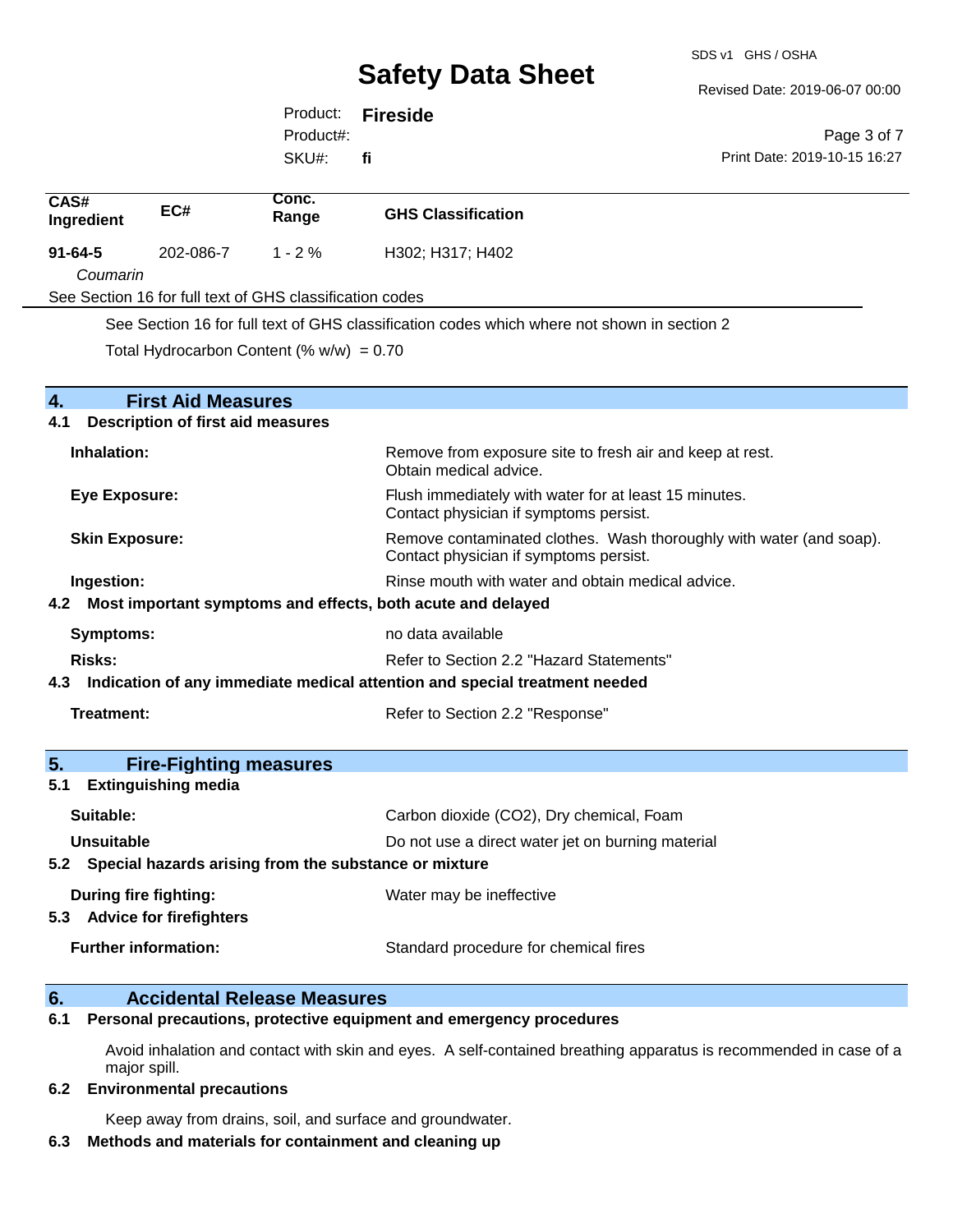| CAS# Ingredient | EC# | Conc. Range | GHS Classification |
|---|---|---|---|
| **91-64-5** *Coumarin* | 202-086-7 | 1 - 2 % | H302; H317; H402 |

See Section 16 for full text of GHS classification codes

See Section 16 for full text of GHS classification codes which where not shown in section 2

Total Hydrocarbon Content (% w/w) = 0.70

## 4. First Aid Measures

### 4.1 Description of first aid measures

**Inhalation:** Remove from exposure site to fresh air and keep at rest. Obtain medical advice.

**Eye Exposure:** Flush immediately with water for at least 15 minutes. Contact physician if symptoms persist.

**Skin Exposure:** Remove contaminated clothes. Wash thoroughly with water (and soap). Contact physician if symptoms persist.

**Ingestion:** Rinse mouth with water and obtain medical advice.

### 4.2 Most important symptoms and effects, both acute and delayed

**Symptoms:** no data available

**Risks:** Refer to Section 2.2 "Hazard Statements"

### 4.3 Indication of any immediate medical attention and special treatment needed

**Treatment:** Refer to Section 2.2 "Response"

## 5. Fire-Fighting measures

### 5.1 Extinguishing media

**Suitable:** Carbon dioxide ($CO_2$), Dry chemical, Foam

**Unsuitable** Do not use a direct water jet on burning material

### 5.2 Special hazards arising from the substance or mixture

**During fire fighting:** Water may be ineffective

### 5.3 Advice for firefighters

**Further information:** Standard procedure for chemical fires

## 6. Accidental Release Measures

### 6.1 Personal precautions, protective equipment and emergency procedures

Avoid inhalation and contact with skin and eyes. A self-contained breathing apparatus is recommended in case of a major spill.

### 6.2 Environmental precautions

Keep away from drains, soil, and surface and groundwater.

### 6.3 Methods and materials for containment and cleaning up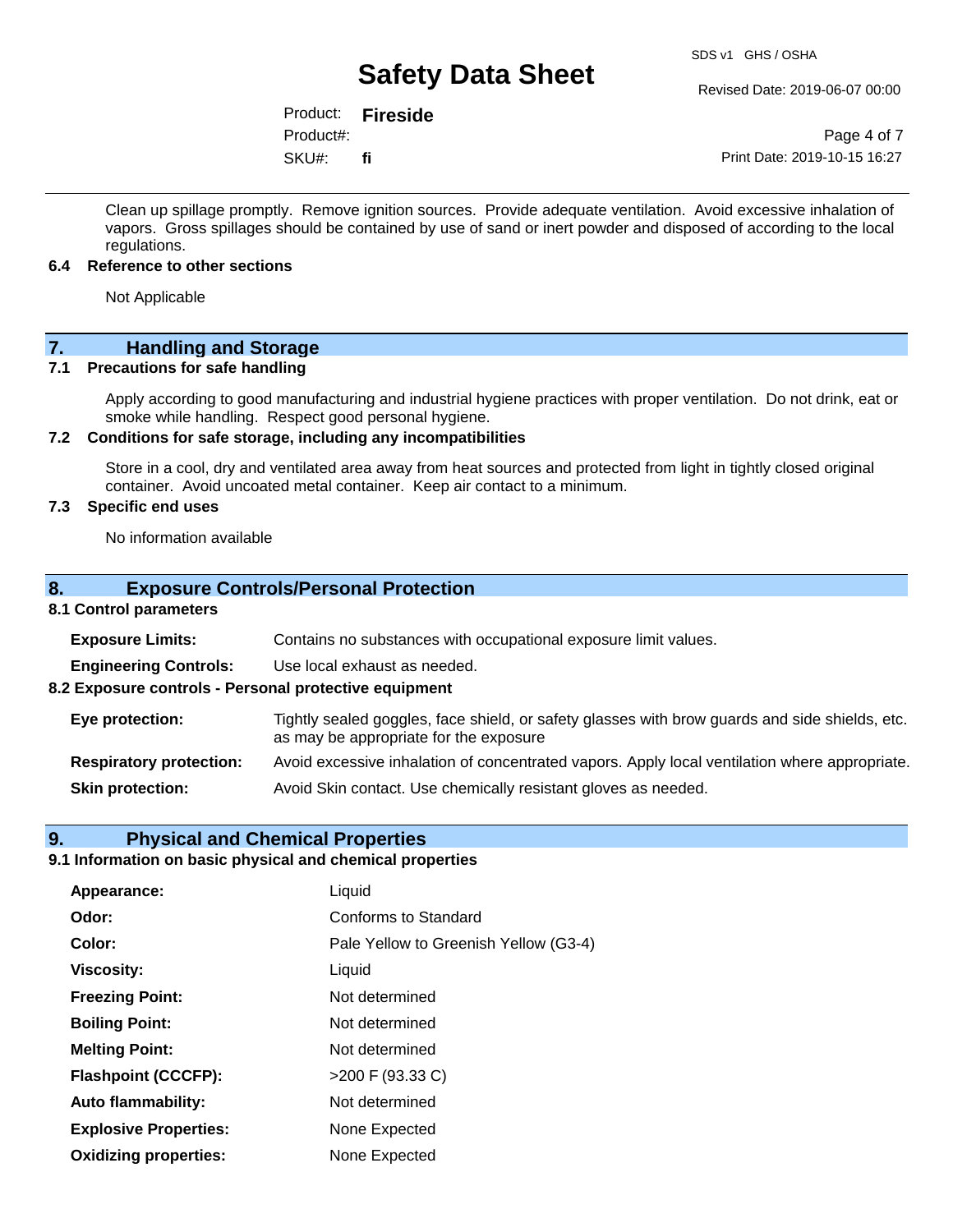Clean up spillage promptly. Remove ignition sources. Provide adequate ventilation. Avoid excessive inhalation of vapors. Gross spillages should be contained by use of sand or inert powder and disposed of according to the local regulations.

### 6.4 Reference to other sections

Not Applicable

## 7. Handling and Storage

### 7.1 Precautions for safe handling

Apply according to good manufacturing and industrial hygiene practices with proper ventilation. Do not drink, eat or smoke while handling. Respect good personal hygiene.

### 7.2 Conditions for safe storage, including any incompatibilities

Store in a cool, dry and ventilated area away from heat sources and protected from light in tightly closed original container. Avoid uncoated metal container. Keep air contact to a minimum.

### 7.3 Specific end uses

No information available

## 8. Exposure Controls/Personal Protection

### 8.1 Control parameters

**Exposure Limits:** Contains no substances with occupational exposure limit values.

**Engineering Controls:** Use local exhaust as needed.

### 8.2 Exposure controls - Personal protective equipment

**Eye protection:** Tightly sealed goggles, face shield, or safety glasses with brow guards and side shields, etc. as may be appropriate for the exposure

**Respiratory protection:** Avoid excessive inhalation of concentrated vapors. Apply local ventilation where appropriate.

**Skin protection:** Avoid Skin contact. Use chemically resistant gloves as needed.

## 9. Physical and Chemical Properties

### 9.1 Information on basic physical and chemical properties

| | |
|---|---|
| **Appearance:** | Liquid |
| **Odor:** | Conforms to Standard |
| **Color:** | Pale Yellow to Greenish Yellow (G3-4) |
| **Viscosity:** | Liquid |
| **Freezing Point:** | Not determined |
| **Boiling Point:** | Not determined |
| **Melting Point:** | Not determined |
| **Flashpoint (CCCFP):** | >200 F (93.33 C) |
| **Auto flammability:** | Not determined |
| **Explosive Properties:** | None Expected |
| **Oxidizing properties:** | None Expected |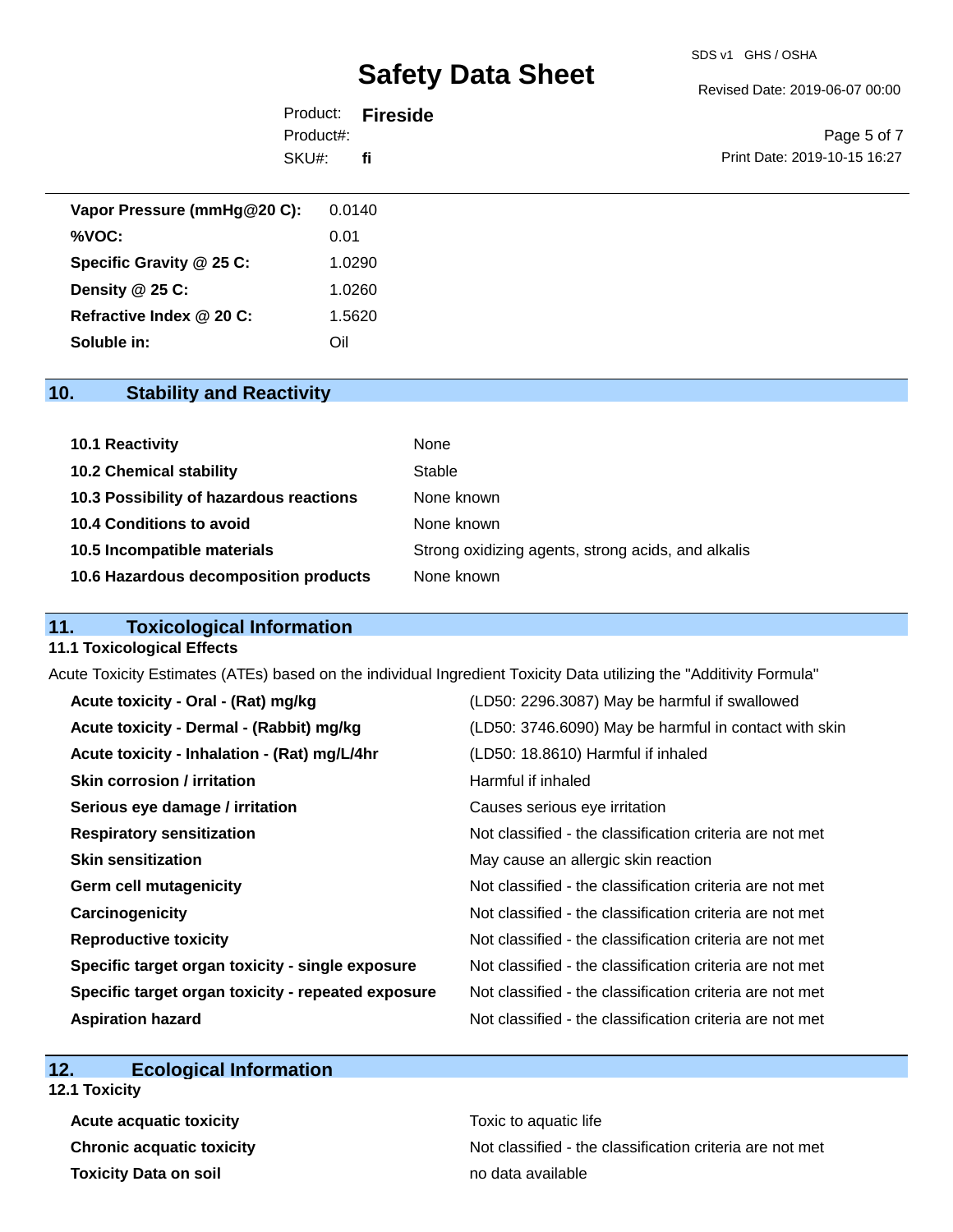| | |
|---|---|
| **Vapor Pressure (mmHg@20 C):** | 0.0140 |
| **%VOC:** | 0.01 |
| **Specific Gravity @ 25 C:** | 1.0290 |
| **Density @ 25 C:** | 1.0260 |
| **Refractive Index @ 20 C:** | 1.5620 |
| **Soluble in:** | Oil |

## 10. Stability and Reactivity

| | |
|---|---|
| **10.1 Reactivity** | None |
| **10.2 Chemical stability** | Stable |
| **10.3 Possibility of hazardous reactions** | None known |
| **10.4 Conditions to avoid** | None known |
| **10.5 Incompatible materials** | Strong oxidizing agents, strong acids, and alkalis |
| **10.6 Hazardous decomposition products** | None known |

## 11. Toxicological Information

### 11.1 Toxicological Effects

Acute Toxicity Estimates (ATEs) based on the individual Ingredient Toxicity Data utilizing the "Additivity Formula"

| | |
|---|---|
| **Acute toxicity - Oral - (Rat) mg/kg** | (LD50: 2296.3087) May be harmful if swallowed |
| **Acute toxicity - Dermal - (Rabbit) mg/kg** | (LD50: 3746.6090) May be harmful in contact with skin |
| **Acute toxicity - Inhalation - (Rat) mg/L/4hr** | (LD50: 18.8610) Harmful if inhaled |
| **Skin corrosion / irritation** | Harmful if inhaled |
| **Serious eye damage / irritation** | Causes serious eye irritation |
| **Respiratory sensitization** | Not classified - the classification criteria are not met |
| **Skin sensitization** | May cause an allergic skin reaction |
| **Germ cell mutagenicity** | Not classified - the classification criteria are not met |
| **Carcinogenicity** | Not classified - the classification criteria are not met |
| **Reproductive toxicity** | Not classified - the classification criteria are not met |
| **Specific target organ toxicity - single exposure** | Not classified - the classification criteria are not met |
| **Specific target organ toxicity - repeated exposure** | Not classified - the classification criteria are not met |
| **Aspiration hazard** | Not classified - the classification criteria are not met |

## 12. Ecological Information

### 12.1 Toxicity

| | |
|---|---|
| **Acute acquatic toxicity** | Toxic to aquatic life |
| **Chronic acquatic toxicity** | Not classified - the classification criteria are not met |
| **Toxicity Data on soil** | no data available |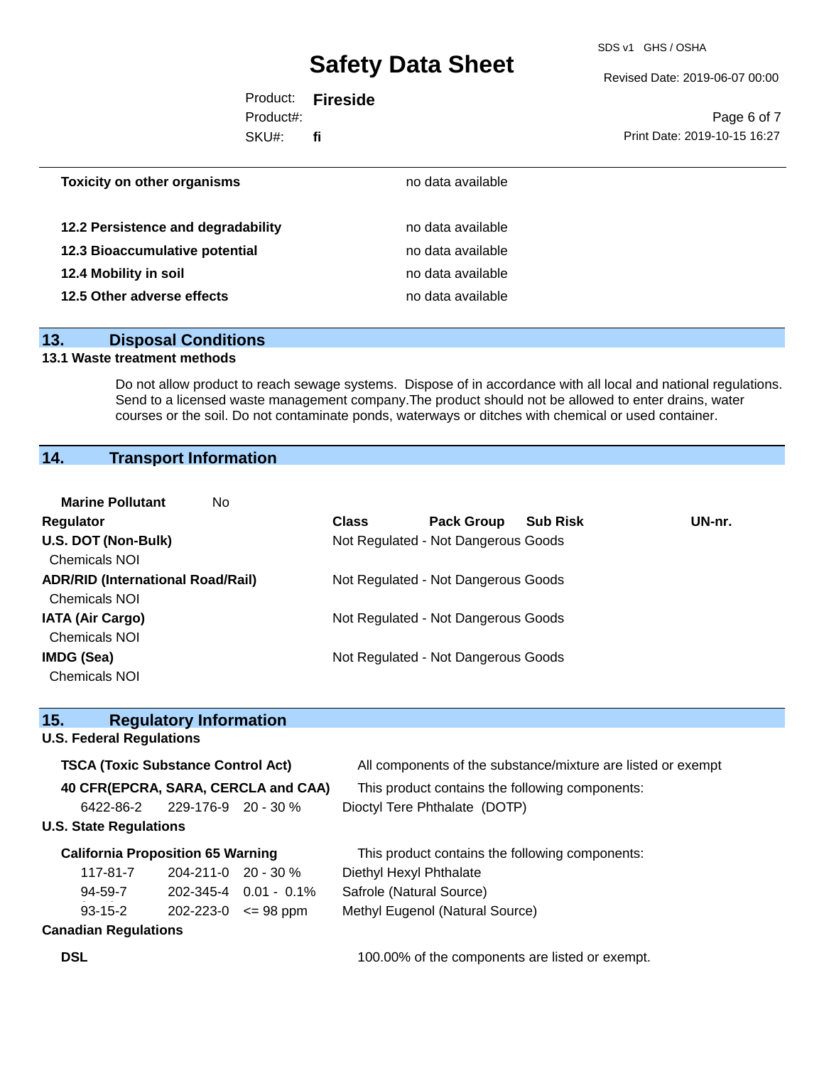| | |
|---|---|
| **Toxicity on other organisms** | no data available |
| **12.2 Persistence and degradability** | no data available |
| **12.3 Bioaccumulative potential** | no data available |
| **12.4 Mobility in soil** | no data available |
| **12.5 Other adverse effects** | no data available |

## 13. Disposal Conditions

### 13.1 Waste treatment methods

Do not allow product to reach sewage systems. Dispose of in accordance with all local and national regulations. Send to a licensed waste management company.The product should not be allowed to enter drains, water courses or the soil. Do not contaminate ponds, waterways or ditches with chemical or used container.

## 14. Transport Information

**Marine Pollutant** No

| Regulator | Class | Pack Group | Sub Risk | UN-nr. |
|---|---|---|---|---|
| **U.S. DOT (Non-Bulk)** Chemicals NOI | Not Regulated - Not Dangerous Goods | | | |
| **ADR/RID (International Road/Rail)** Chemicals NOI | Not Regulated - Not Dangerous Goods | | | |
| **IATA (Air Cargo)** Chemicals NOI | Not Regulated - Not Dangerous Goods | | | |
| **IMDG (Sea)** Chemicals NOI | Not Regulated - Not Dangerous Goods | | | |

## 15. Regulatory Information

### U.S. Federal Regulations

**TSCA (Toxic Substance Control Act)** All components of the substance/mixture are listed or exempt

**40 CFR(EPCRA, SARA, CERCLA and CAA)** This product contains the following components:

| | | | |
|---|---|---|---|
| 6422-86-2 | 229-176-9 | 20 - 30 % | Dioctyl Tere Phthalate (DOTP) |

### U.S. State Regulations

**California Proposition 65 Warning** This product contains the following components:

| | | | |
|---|---|---|---|
| 117-81-7 | 204-211-0 | 20 - 30 % | Diethyl Hexyl Phthalate |
| 94-59-7 | 202-345-4 | 0.01 - 0.1% | Safrole (Natural Source) |
| 93-15-2 | 202-223-0 | <= 98 ppm | Methyl Eugenol (Natural Source) |

### Canadian Regulations

**DSL** 100.00% of the components are listed or exempt.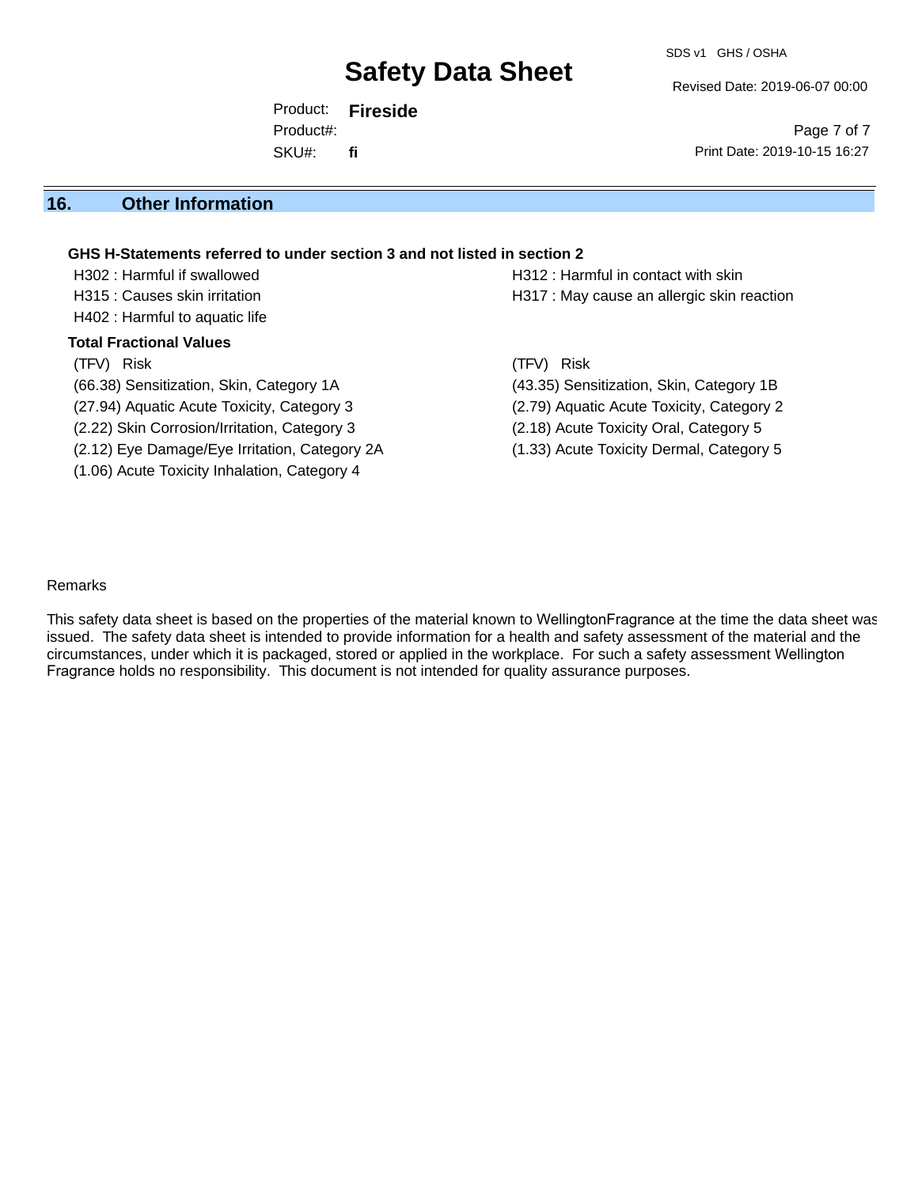## 16. Other Information

**GHS H-Statements referred to under section 3 and not listed in section 2**

H302 : Harmful if swallowed
H312 : Harmful in contact with skin
H315 : Causes skin irritation
H317 : May cause an allergic skin reaction
H402 : Harmful to aquatic life

**Total Fractional Values**

(TFV) Risk
(66.38) Sensitization, Skin, Category 1A
(27.94) Aquatic Acute Toxicity, Category 3
(2.22) Skin Corrosion/Irritation, Category 3
(2.12) Eye Damage/Eye Irritation, Category 2A
(1.06) Acute Toxicity Inhalation, Category 4

(TFV) Risk
(43.35) Sensitization, Skin, Category 1B
(2.79) Aquatic Acute Toxicity, Category 2
(2.18) Acute Toxicity Oral, Category 5
(1.33) Acute Toxicity Dermal, Category 5

Remarks

This safety data sheet is based on the properties of the material known to WellingtonFragrance at the time the data sheet was issued. The safety data sheet is intended to provide information for a health and safety assessment of the material and the circumstances, under which it is packaged, stored or applied in the workplace. For such a safety assessment Wellington Fragrance holds no responsibility. This document is not intended for quality assurance purposes.